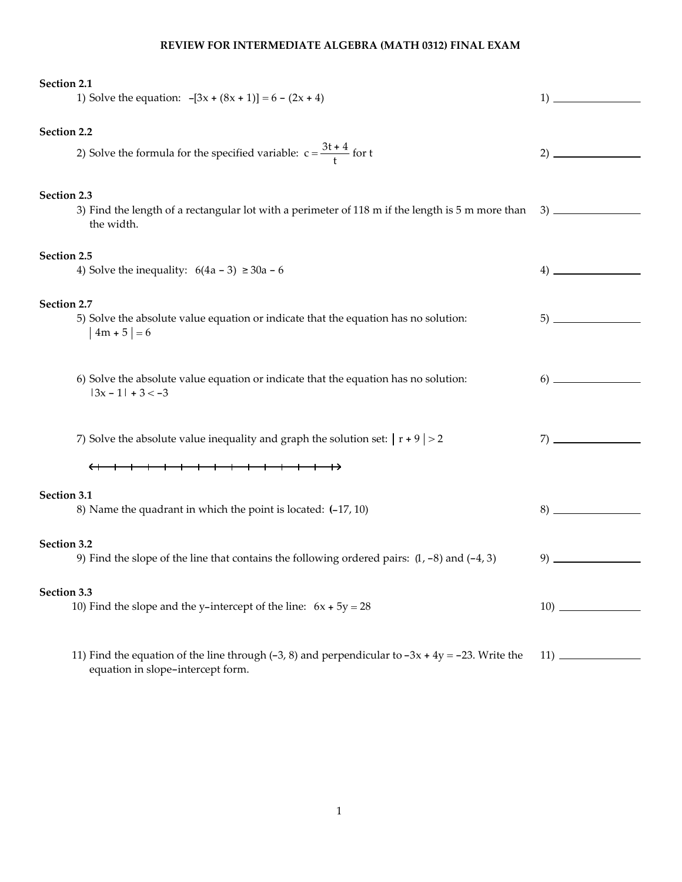## REVIEW FOR INTERMEDIATE ALGEBRA (MATH 0312) FINAL EXAM

**Section 2.1**

1) Solve the equation: $-[3x + (8x + 1)] = 6 - (2x + 4)$ 1) ______

**Section 2.2**

2) Solve the formula for the specified variable: $c = \dfrac{3t + 4}{t}$ for t 2) ______

**Section 2.3**

3) Find the length of a rectangular lot with a perimeter of 118 m if the length is 5 m more than the width. 3) ______

**Section 2.5**

4) Solve the inequality: $6(4a - 3) \geq 30a - 6$ 4) ______

**Section 2.7**

5) Solve the absolute value equation or indicate that the equation has no solution: $|4m + 5| = 6$ 5) ______

6) Solve the absolute value equation or indicate that the equation has no solution: $|3x - 1| + 3 < -3$ 6) ______

7) Solve the absolute value inequality and graph the solution set: $|r + 9| > 2$ 7) ______

**Section 3.1**

8) Name the quadrant in which the point is located: $(-17, 10)$ 8) ______

**Section 3.2**

9) Find the slope of the line that contains the following ordered pairs: $(1, -8)$ and $(-4, 3)$ 9) ______

**Section 3.3**

10) Find the slope and the y-intercept of the line: $6x + 5y = 28$ 10) ______

11) Find the equation of the line through $(-3, 8)$ and perpendicular to $-3x + 4y = -23$. Write the equation in slope-intercept form. 11) ______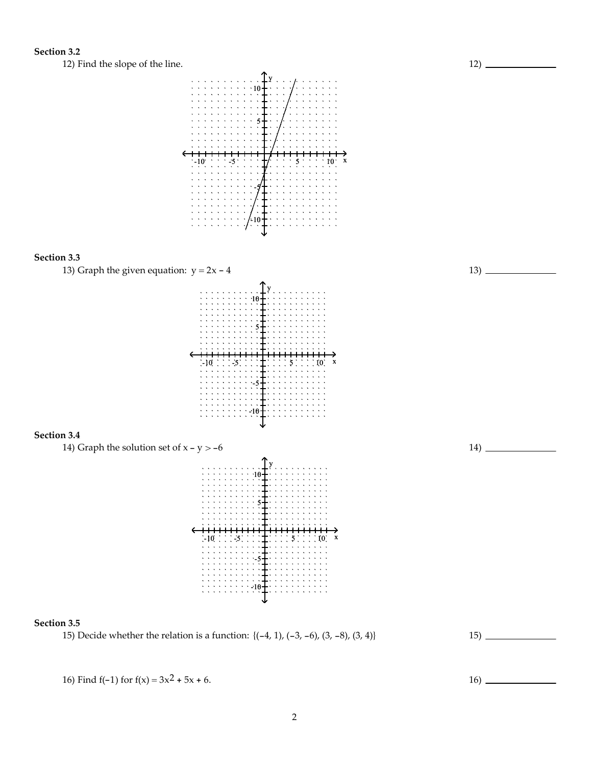**Section 3.2**

12) Find the slope of the line. 12) ______________

**Section 3.3**

13) Graph the given equation: $y = 2x - 4$ 13) ______________

**Section 3.4**

14) Graph the solution set of $x - y > -6$ 14) ______________

**Section 3.5**

15) Decide whether the relation is a function: $\{(-4, 1), (-3, -6), (3, -8), (3, 4)\}$ 15) ______________

16) Find $f(-1)$ for $f(x) = 3x^2 + 5x + 6$. 16) ______________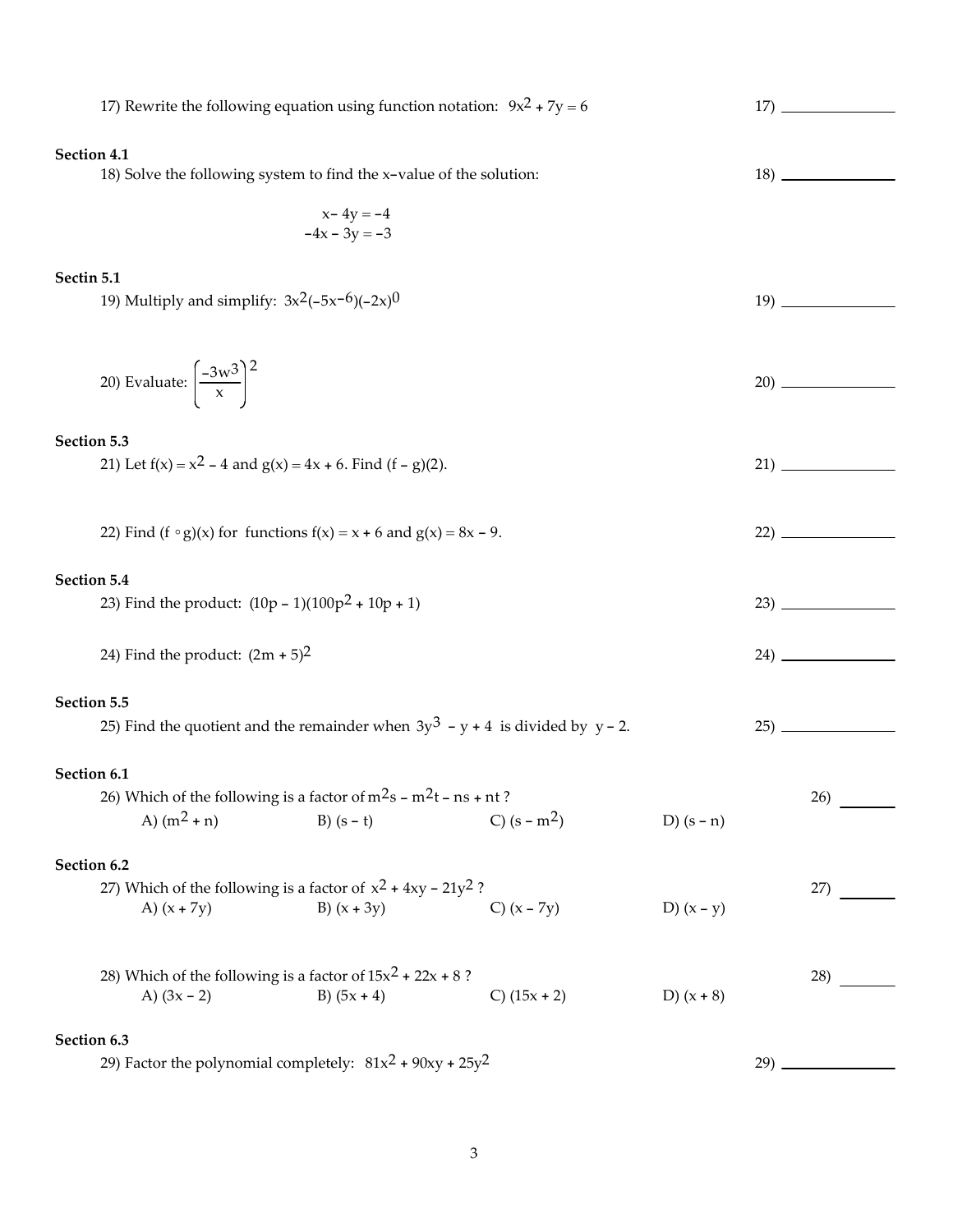17) Rewrite the following equation using function notation: $9x^2 + 7y = 6$ 17) ______________

**Section 4.1**

18) Solve the following system to find the x–value of the solution: 18) ______________

$$x - 4y = -4$$
$$-4x - 3y = -3$$

**Sectin 5.1**

19) Multiply and simplify: $3x^2(-5x^{-6})(-2x)^0$ 19) ______________

20) Evaluate: $\left(\dfrac{-3w^3}{x}\right)^2$ 20) ______________

**Section 5.3**

21) Let $f(x) = x^2 - 4$ and $g(x) = 4x + 6$. Find $(f - g)(2)$. 21) ______________

22) Find $(f \circ g)(x)$ for functions $f(x) = x + 6$ and $g(x) = 8x - 9$. 22) ______________

**Section 5.4**

23) Find the product: $(10p - 1)(100p^2 + 10p + 1)$ 23) ______________

24) Find the product: $(2m + 5)^2$ 24) ______________

**Section 5.5**

25) Find the quotient and the remainder when $3y^3 - y + 4$ is divided by $y - 2$. 25) ______________

**Section 6.1**

26) Which of the following is a factor of $m^2s - m^2t - ns + nt$ ? 26) _______

A) $(m^2 + n)$  B) $(s - t)$  C) $(s - m^2)$  D) $(s - n)$

**Section 6.2**

27) Which of the following is a factor of $x^2 + 4xy - 21y^2$ ? 27) _______

A) $(x + 7y)$  B) $(x + 3y)$  C) $(x - 7y)$  D) $(x - y)$

28) Which of the following is a factor of $15x^2 + 22x + 8$ ? 28) _______

A) $(3x - 2)$  B) $(5x + 4)$  C) $(15x + 2)$  D) $(x + 8)$

**Section 6.3**

29) Factor the polynomial completely: $81x^2 + 90xy + 25y^2$ 29) ______________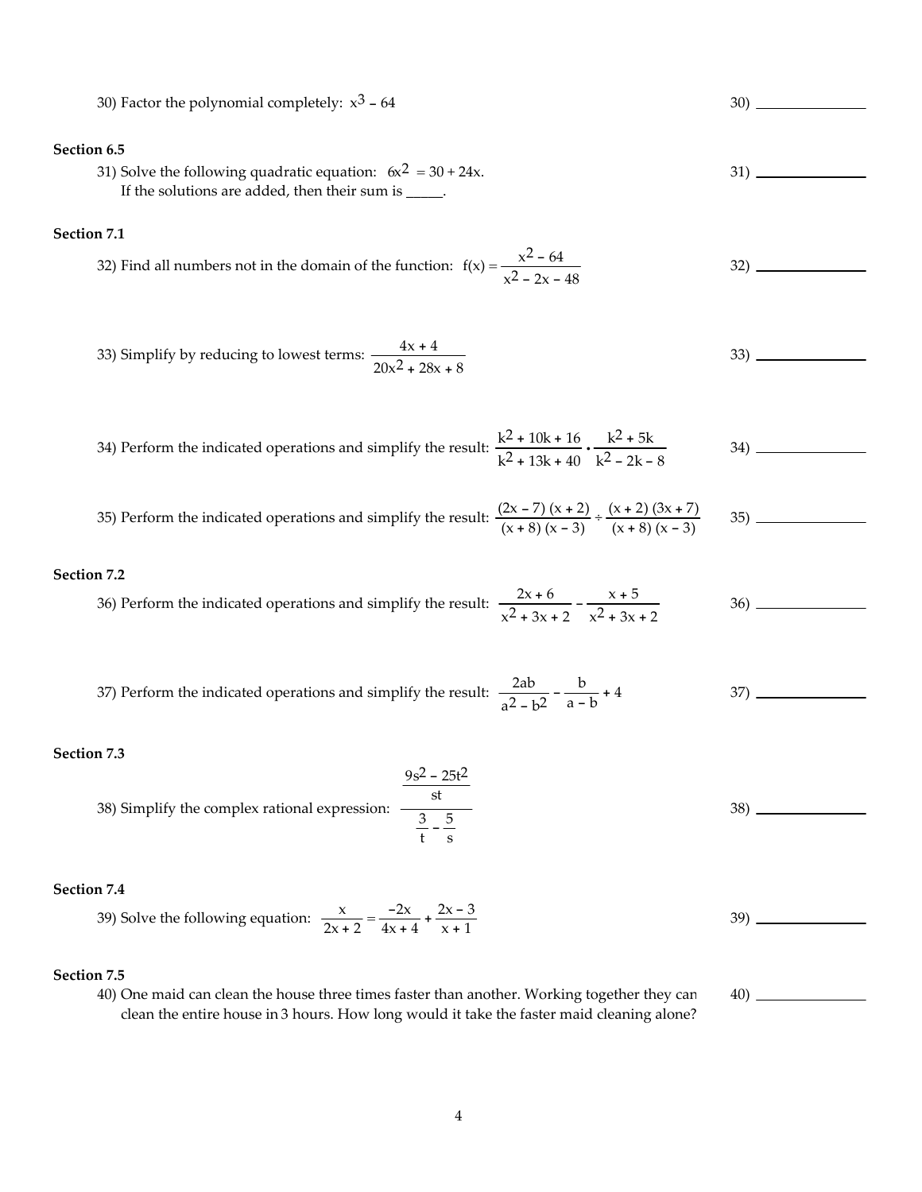30) Factor the polynomial completely: $x^3 - 64$ 30) \_\_\_\_\_\_\_\_\_\_\_\_

**Section 6.5**

31) Solve the following quadratic equation: $6x^2 = 30 + 24x$.
If the solutions are added, then their sum is \_\_\_\_\_. 31) \_\_\_\_\_\_\_\_\_\_\_\_

**Section 7.1**

32) Find all numbers not in the domain of the function: $f(x) = \dfrac{x^2 - 64}{x^2 - 2x - 48}$ 32) \_\_\_\_\_\_\_\_\_\_\_\_

33) Simplify by reducing to lowest terms: $\dfrac{4x + 4}{20x^2 + 28x + 8}$ 33) \_\_\_\_\_\_\_\_\_\_\_\_

34) Perform the indicated operations and simplify the result: $\dfrac{k^2 + 10k + 16}{k^2 + 13k + 40} \cdot \dfrac{k^2 + 5k}{k^2 - 2k - 8}$ 34) \_\_\_\_\_\_\_\_\_\_\_\_

35) Perform the indicated operations and simplify the result: $\dfrac{(2x - 7)(x + 2)}{(x + 8)(x - 3)} \div \dfrac{(x + 2)(3x + 7)}{(x + 8)(x - 3)}$ 35) \_\_\_\_\_\_\_\_\_\_\_\_

**Section 7.2**

36) Perform the indicated operations and simplify the result: $\dfrac{2x + 6}{x^2 + 3x + 2} - \dfrac{x + 5}{x^2 + 3x + 2}$ 36) \_\_\_\_\_\_\_\_\_\_\_\_

37) Perform the indicated operations and simplify the result: $\dfrac{2ab}{a^2 - b^2} - \dfrac{b}{a - b} + 4$ 37) \_\_\_\_\_\_\_\_\_\_\_\_

**Section 7.3**

38) Simplify the complex rational expression: $\dfrac{\dfrac{9s^2 - 25t^2}{st}}{\dfrac{3}{t} - \dfrac{5}{s}}$ 38) \_\_\_\_\_\_\_\_\_\_\_\_

**Section 7.4**

39) Solve the following equation: $\dfrac{x}{2x + 2} = \dfrac{-2x}{4x + 4} + \dfrac{2x - 3}{x + 1}$ 39) \_\_\_\_\_\_\_\_\_\_\_\_

**Section 7.5**

40) One maid can clean the house three times faster than another. Working together they can clean the entire house in 3 hours. How long would it take the faster maid cleaning alone? 40) \_\_\_\_\_\_\_\_\_\_\_\_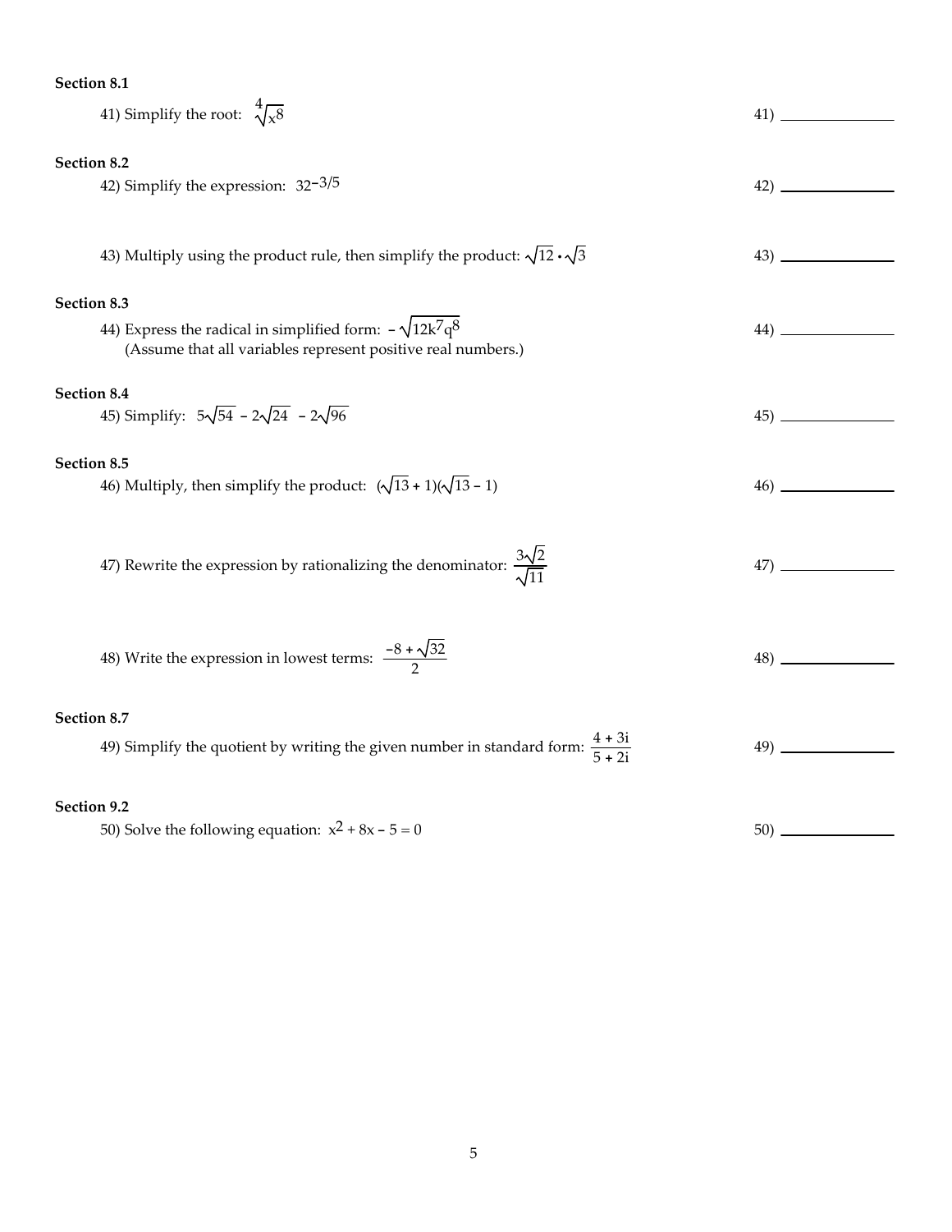**Section 8.1**

41) Simplify the root: $\sqrt[4]{x^8}$

41) \_\_\_\_\_\_\_\_\_\_\_\_\_\_

**Section 8.2**

42) Simplify the expression: $32^{-3/5}$

42) \_\_\_\_\_\_\_\_\_\_\_\_\_\_

43) Multiply using the product rule, then simplify the product: $\sqrt{12} \cdot \sqrt{3}$

43) \_\_\_\_\_\_\_\_\_\_\_\_\_\_

**Section 8.3**

44) Express the radical in simplified form: $-\sqrt{12k^7q^8}$
(Assume that all variables represent positive real numbers.)

44) \_\_\_\_\_\_\_\_\_\_\_\_\_\_

**Section 8.4**

45) Simplify: $5\sqrt{54} - 2\sqrt{24} - 2\sqrt{96}$

45) \_\_\_\_\_\_\_\_\_\_\_\_\_\_

**Section 8.5**

46) Multiply, then simplify the product: $(\sqrt{13} + 1)(\sqrt{13} - 1)$

46) \_\_\_\_\_\_\_\_\_\_\_\_\_\_

47) Rewrite the expression by rationalizing the denominator: $\dfrac{3\sqrt{2}}{\sqrt{11}}$

47) \_\_\_\_\_\_\_\_\_\_\_\_\_\_

48) Write the expression in lowest terms: $\dfrac{-8 + \sqrt{32}}{2}$

48) \_\_\_\_\_\_\_\_\_\_\_\_\_\_

**Section 8.7**

49) Simplify the quotient by writing the given number in standard form: $\dfrac{4 + 3i}{5 + 2i}$

49) \_\_\_\_\_\_\_\_\_\_\_\_\_\_

**Section 9.2**

50) Solve the following equation: $x^2 + 8x - 5 = 0$

50) \_\_\_\_\_\_\_\_\_\_\_\_\_\_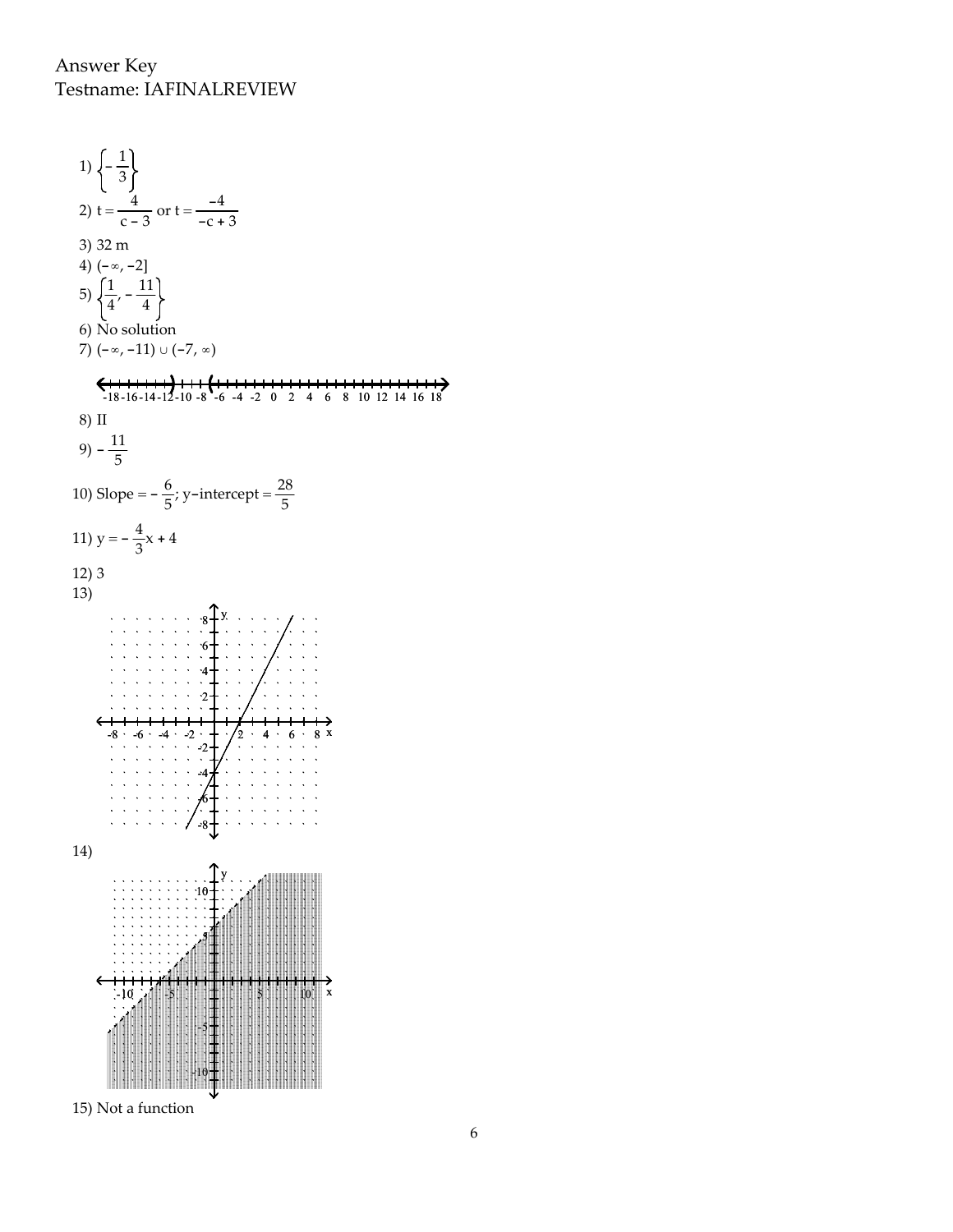Answer Key
Testname: IAFINALREVIEW

1) $\left\{-\frac{1}{3}\right\}$

2) $t = \frac{4}{c-3}$ or $t = \frac{-4}{-c+3}$

3) 32 m

4) $(-\infty, -2]$

5) $\left\{\frac{1}{4}, -\frac{11}{4}\right\}$

6) No solution

7) $(-\infty, -11) \cup (-7, \infty)$

8) II

9) $-\frac{11}{5}$

10) Slope $= -\frac{6}{5}$; y-intercept $= \frac{28}{5}$

11) $y = -\frac{4}{3}x + 4$

12) 3

13)

14)

15) Not a function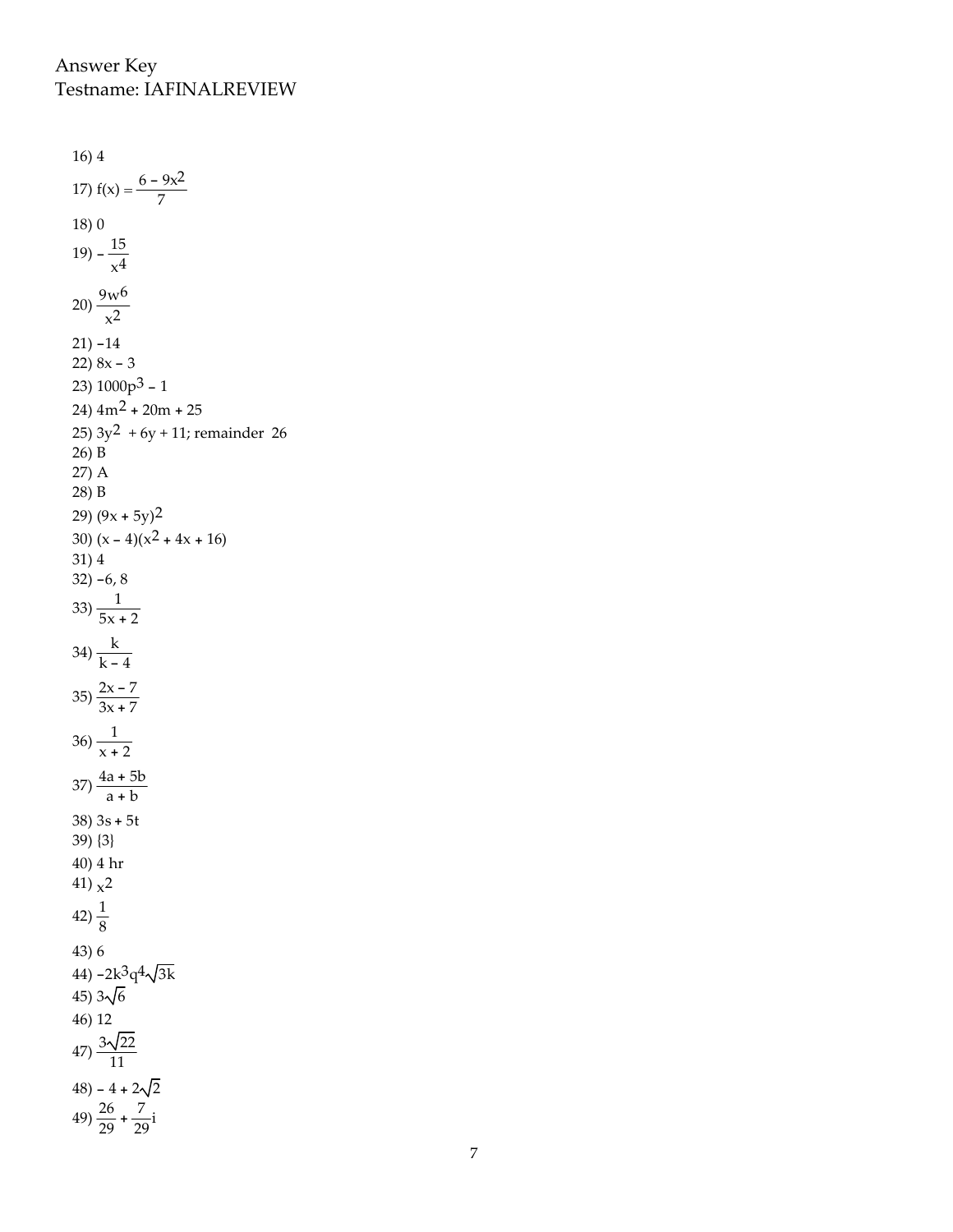Answer Key
Testname: IAFINALREVIEW

16) 4

17) $f(x) = \dfrac{6 - 9x^2}{7}$

18) 0

19) $-\dfrac{15}{x^4}$

20) $\dfrac{9w^6}{x^2}$

21) $-14$

22) $8x - 3$

23) $1000p^3 - 1$

24) $4m^2 + 20m + 25$

25) $3y^2 + 6y + 11$; remainder 26

26) B

27) A

28) B

29) $(9x + 5y)^2$

30) $(x - 4)(x^2 + 4x + 16)$

31) 4

32) $-6, 8$

33) $\dfrac{1}{5x + 2}$

34) $\dfrac{k}{k - 4}$

35) $\dfrac{2x - 7}{3x + 7}$

36) $\dfrac{1}{x + 2}$

37) $\dfrac{4a + 5b}{a + b}$

38) $3s + 5t$

39) $\{3\}$

40) 4 hr

41) $x^2$

42) $\dfrac{1}{8}$

43) 6

44) $-2k^3q^4\sqrt{3k}$

45) $3\sqrt{6}$

46) 12

47) $\dfrac{3\sqrt{22}}{11}$

48) $-4 + 2\sqrt{2}$

49) $\dfrac{26}{29} + \dfrac{7}{29}i$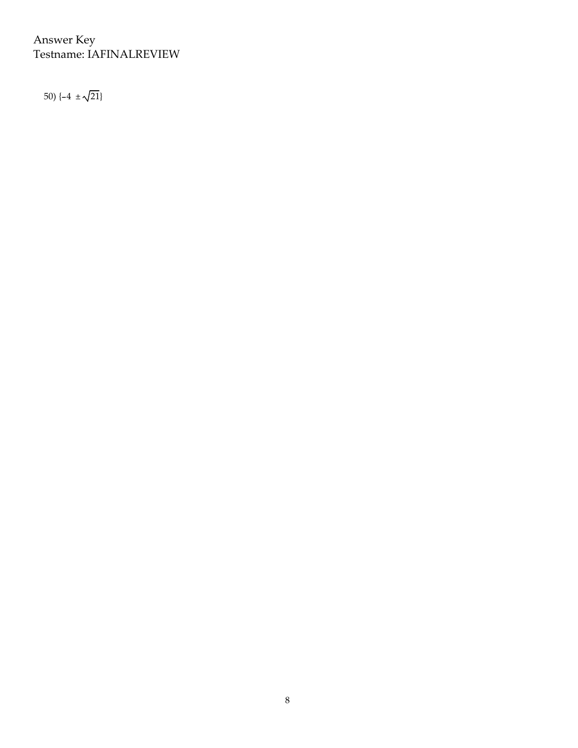Answer Key
Testname: IAFINALREVIEW

50) $\{-4 \pm \sqrt{21}\}$